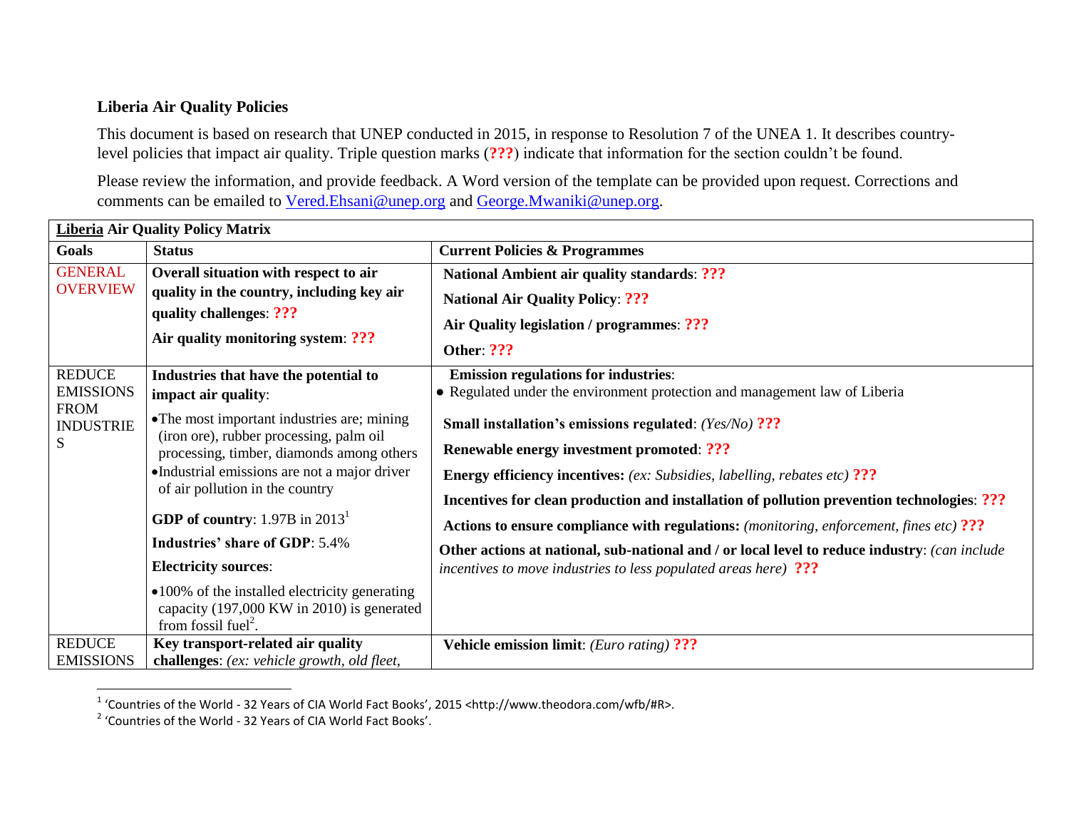## Liberia Air Quality Policies

This document is based on research that UNEP conducted in 2015, in response to Resolution 7 of the UNEA 1. It describes country-level policies that impact air quality. Triple question marks (**???**) indicate that information for the section couldn't be found.

Please review the information, and provide feedback. A Word version of the template can be provided upon request. Corrections and comments can be emailed to Vered.Ehsani@unep.org and George.Mwaniki@unep.org.

| **Liberia Air Quality Policy Matrix** | | |
|---|---|---|
| **Goals** | **Status** | **Current Policies & Programmes** |
| GENERAL OVERVIEW | **Overall situation with respect to air quality in the country, including key air quality challenges**: **???**<br><br>**Air quality monitoring system**: **???** | **National Ambient air quality standards**: **???**<br><br>**National Air Quality Policy**: **???**<br><br>**Air Quality legislation / programmes**: **???**<br><br>**Other**: **???** |
| REDUCE EMISSIONS FROM INDUSTRIES | **Industries that have the potential to impact air quality**:<br>• The most important industries are; mining (iron ore), rubber processing, palm oil processing, timber, diamonds among others<br>• Industrial emissions are not a major driver of air pollution in the country<br><br>**GDP of country**: 1.97B in 2013[1]<br><br>**Industries' share of GDP**: 5.4%<br><br>**Electricity sources**:<br>• 100% of the installed electricity generating capacity (197,000 KW in 2010) is generated from fossil fuel[2]. | **Emission regulations for industries**:<br>• Regulated under the environment protection and management law of Liberia<br><br>**Small installation's emissions regulated**: *(Yes/No)* **???**<br><br>**Renewable energy investment promoted**: **???**<br><br>**Energy efficiency incentives:** *(ex: Subsidies, labelling, rebates etc)* **???**<br><br>**Incentives for clean production and installation of pollution prevention technologies**: **???**<br><br>**Actions to ensure compliance with regulations:** *(monitoring, enforcement, fines etc)* **???**<br><br>**Other actions at national, sub-national and / or local level to reduce industry**: *(can include incentives to move industries to less populated areas here)* **???** |
| REDUCE EMISSIONS | **Key transport-related air quality challenges**: *(ex: vehicle growth, old fleet,* | **Vehicle emission limit**: *(Euro rating)* **???** |

[1] 'Countries of the World - 32 Years of CIA World Fact Books', 2015 <http://www.theodora.com/wfb/#R>.

[2] 'Countries of the World - 32 Years of CIA World Fact Books'.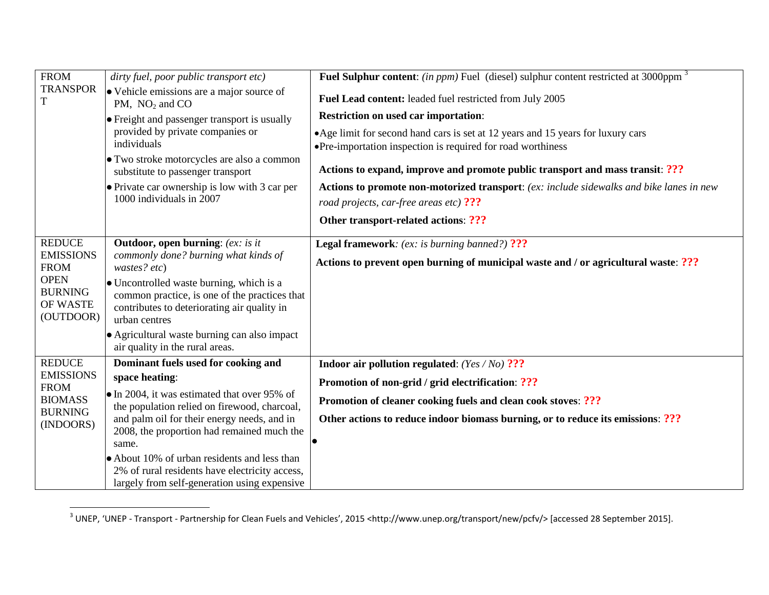| | | |
|---|---|---|
| FROM TRANSPORT | *dirty fuel, poor public transport etc)*<br>• Vehicle emissions are a major source of PM, $NO_2$ and CO<br>• Freight and passenger transport is usually provided by private companies or individuals<br>• Two stroke motorcycles are also a common substitute to passenger transport<br>• Private car ownership is low with 3 car per 1000 individuals in 2007 | **Fuel Sulphur content**: *(in ppm)* Fuel (diesel) sulphur content restricted at 3000ppm [3]<br>**Fuel Lead content:** leaded fuel restricted from July 2005<br>**Restriction on used car importation**:<br>• Age limit for second hand cars is set at 12 years and 15 years for luxury cars<br>• Pre-importation inspection is required for road worthiness<br>**Actions to expand, improve and promote public transport and mass transit**: **???**<br>**Actions to promote non-motorized transport**: *(ex: include sidewalks and bike lanes in new road projects, car-free areas etc)* **???**<br>**Other transport-related actions**: **???** |
| REDUCE EMISSIONS FROM OPEN BURNING OF WASTE (OUTDOOR) | **Outdoor, open burning**: *(ex: is it commonly done? burning what kinds of wastes? etc)*<br>• Uncontrolled waste burning, which is a common practice, is one of the practices that contributes to deteriorating air quality in urban centres<br>• Agricultural waste burning can also impact air quality in the rural areas. | **Legal framework**: *(ex: is burning banned?)* **???**<br>**Actions to prevent open burning of municipal waste and / or agricultural waste**: **???** |
| REDUCE EMISSIONS FROM BIOMASS BURNING (INDOORS) | **Dominant fuels used for cooking and space heating**:<br>• In 2004, it was estimated that over 95% of the population relied on firewood, charcoal, and palm oil for their energy needs, and in 2008, the proportion had remained much the same.<br>• About 10% of urban residents and less than 2% of rural residents have electricity access, largely from self-generation using expensive | **Indoor air pollution regulated**: *(Yes / No)* **???**<br>**Promotion of non-grid / grid electrification**: **???**<br>**Promotion of cleaner cooking fuels and clean cook stoves**: **???**<br>**Other actions to reduce indoor biomass burning, or to reduce its emissions**: **???**<br>• |

[3] UNEP, 'UNEP - Transport - Partnership for Clean Fuels and Vehicles', 2015 <http://www.unep.org/transport/new/pcfv/> [accessed 28 September 2015].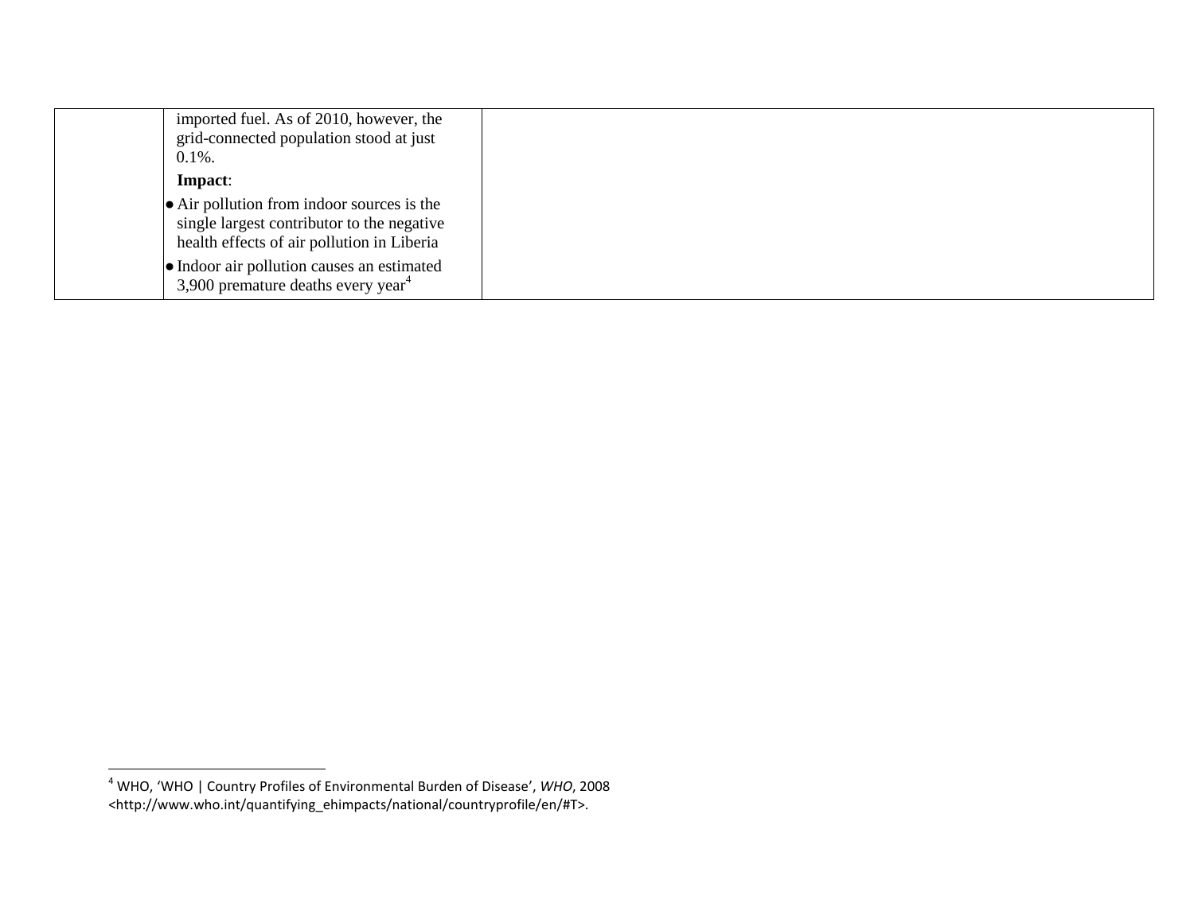| | | |
|---|---|---|
| | imported fuel. As of 2010, however, the grid-connected population stood at just 0.1%.<br><br>**Impact**:<br><br>• Air pollution from indoor sources is the single largest contributor to the negative health effects of air pollution in Liberia<br><br>• Indoor air pollution causes an estimated 3,900 premature deaths every year[4] | |

[4] WHO, 'WHO | Country Profiles of Environmental Burden of Disease', *WHO*, 2008 <http://www.who.int/quantifying_ehimpacts/national/countryprofile/en/#T>.